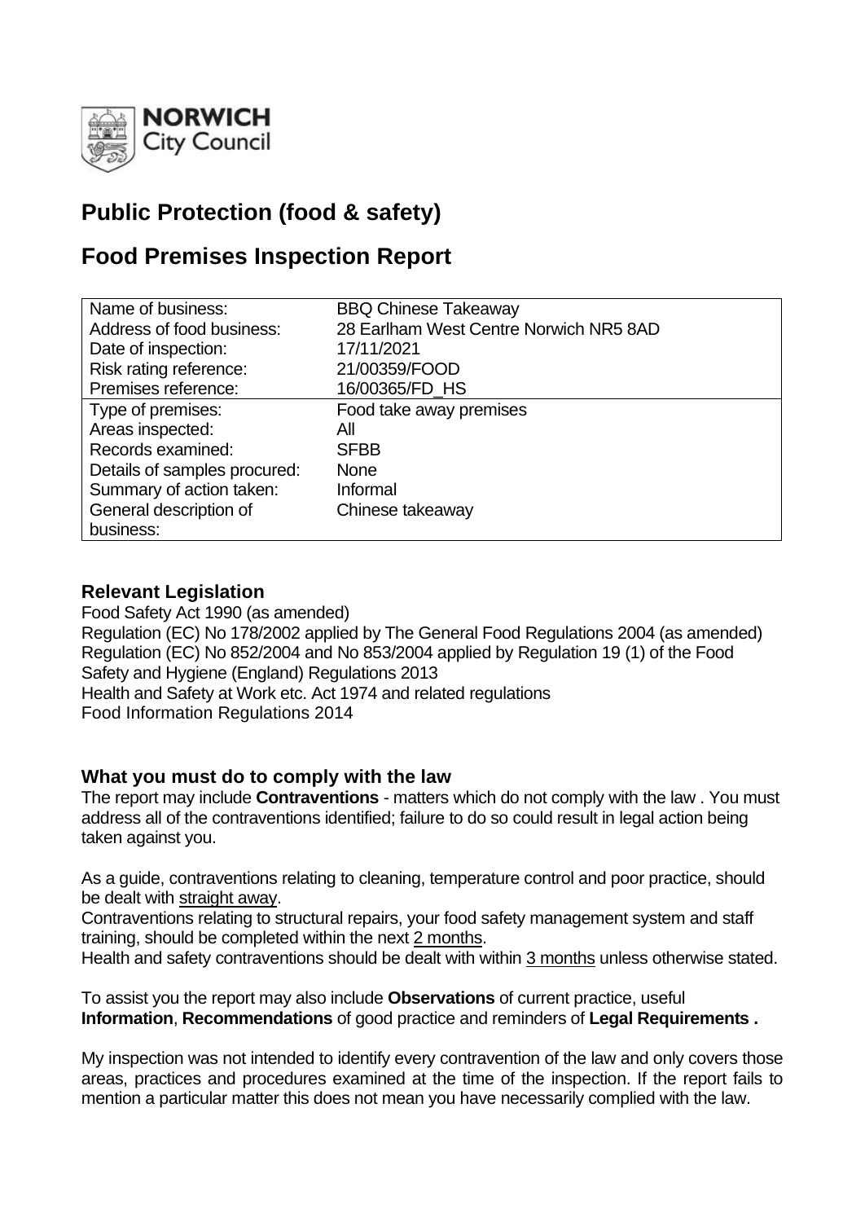NORWICH City Council

# Public Protection (food & safety)

# Food Premises Inspection Report

| | |
|---|---|
| Name of business: | BBQ Chinese Takeaway |
| Address of food business: | 28 Earlham West Centre Norwich NR5 8AD |
| Date of inspection: | 17/11/2021 |
| Risk rating reference: | 21/00359/FOOD |
| Premises reference: | 16/00365/FD_HS |
| Type of premises: | Food take away premises |
| Areas inspected: | All |
| Records examined: | SFBB |
| Details of samples procured: | None |
| Summary of action taken: | Informal |
| General description of business: | Chinese takeaway |

### Relevant Legislation

Food Safety Act 1990 (as amended)
Regulation (EC) No 178/2002 applied by The General Food Regulations 2004 (as amended)
Regulation (EC) No 852/2004 and No 853/2004 applied by Regulation 19 (1) of the Food Safety and Hygiene (England) Regulations 2013
Health and Safety at Work etc. Act 1974 and related regulations
Food Information Regulations 2014

### What you must do to comply with the law

The report may include **Contraventions** - matters which do not comply with the law . You must address all of the contraventions identified; failure to do so could result in legal action being taken against you.

As a guide, contraventions relating to cleaning, temperature control and poor practice, should be dealt with straight away.
Contraventions relating to structural repairs, your food safety management system and staff training, should be completed within the next 2 months.
Health and safety contraventions should be dealt with within 3 months unless otherwise stated.

To assist you the report may also include **Observations** of current practice, useful **Information**, **Recommendations** of good practice and reminders of **Legal Requirements .**

My inspection was not intended to identify every contravention of the law and only covers those areas, practices and procedures examined at the time of the inspection. If the report fails to mention a particular matter this does not mean you have necessarily complied with the law.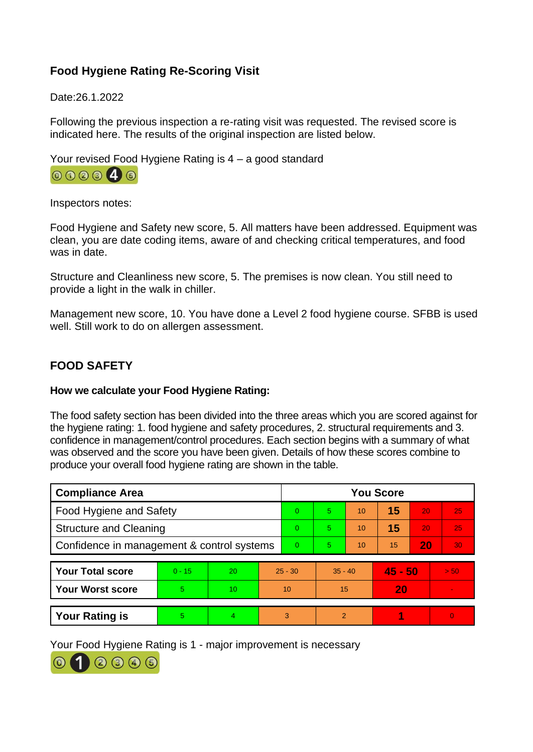### Food Hygiene Rating Re-Scoring Visit

Date:26.1.2022

Following the previous inspection a re-rating visit was requested. The revised score is indicated here. The results of the original inspection are listed below.

Your revised Food Hygiene Rating is 4 – a good standard

0 1 2 3 **4** 5

Inspectors notes:

Food Hygiene and Safety new score, 5. All matters have been addressed. Equipment was clean, you are date coding items, aware of and checking critical temperatures, and food was in date.

Structure and Cleanliness new score, 5. The premises is now clean. You still need to provide a light in the walk in chiller.

Management new score, 10. You have done a Level 2 food hygiene course. SFBB is used well. Still work to do on allergen assessment.

### FOOD SAFETY

**How we calculate your Food Hygiene Rating:**

The food safety section has been divided into the three areas which you are scored against for the hygiene rating: 1. food hygiene and safety procedures, 2. structural requirements and 3. confidence in management/control procedures. Each section begins with a summary of what was observed and the score you have been given. Details of how these scores combine to produce your overall food hygiene rating are shown in the table.

| Compliance Area | You Score | | | | | |
|---|---|---|---|---|---|---|
| Food Hygiene and Safety | 0 | 5 | 10 | **15** | 20 | 25 |
| Structure and Cleaning | 0 | 5 | 10 | **15** | 20 | 25 |
| Confidence in management & control systems | 0 | 5 | 10 | 15 | **20** | 30 |

| | | | | | | |
|---|---|---|---|---|---|---|
| **Your Total score** | 0 - 15 | 20 | 25 - 30 | 35 - 40 | **45 - 50** | > 50 |
| **Your Worst score** | 5 | 10 | 10 | 15 | **20** | - |
| **Your Rating is** | 5 | 4 | 3 | 2 | **1** | 0 |

Your Food Hygiene Rating is 1 - major improvement is necessary

0 **1** 2 3 4 5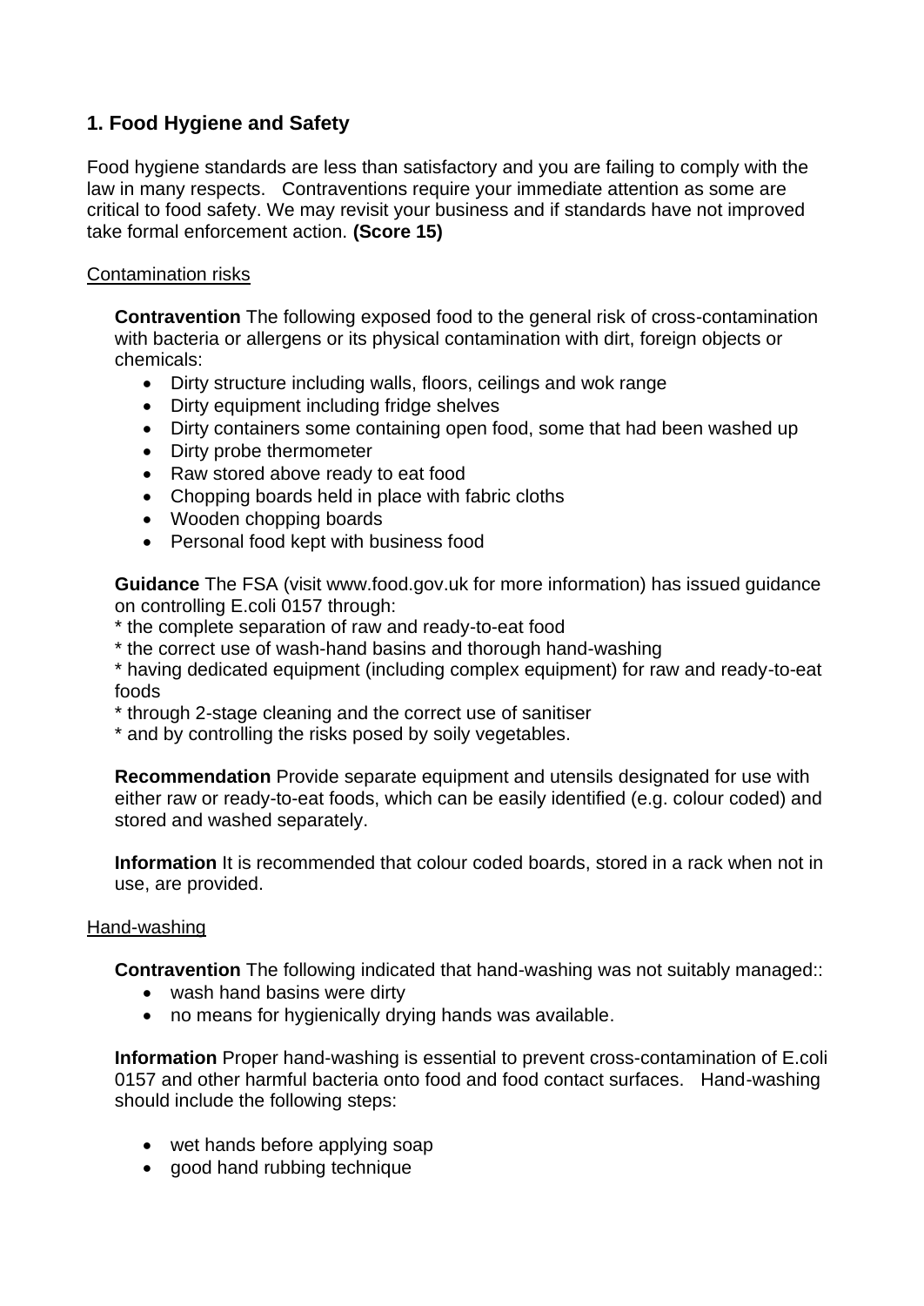## 1. Food Hygiene and Safety

Food hygiene standards are less than satisfactory and you are failing to comply with the law in many respects. Contraventions require your immediate attention as some are critical to food safety. We may revisit your business and if standards have not improved take formal enforcement action. **(Score 15)**

Contamination risks

**Contravention** The following exposed food to the general risk of cross-contamination with bacteria or allergens or its physical contamination with dirt, foreign objects or chemicals:

- Dirty structure including walls, floors, ceilings and wok range
- Dirty equipment including fridge shelves
- Dirty containers some containing open food, some that had been washed up
- Dirty probe thermometer
- Raw stored above ready to eat food
- Chopping boards held in place with fabric cloths
- Wooden chopping boards
- Personal food kept with business food

**Guidance** The FSA (visit www.food.gov.uk for more information) has issued guidance on controlling E.coli 0157 through:

* the complete separation of raw and ready-to-eat food
* the correct use of wash-hand basins and thorough hand-washing
* having dedicated equipment (including complex equipment) for raw and ready-to-eat foods
* through 2-stage cleaning and the correct use of sanitiser
* and by controlling the risks posed by soily vegetables.

**Recommendation** Provide separate equipment and utensils designated for use with either raw or ready-to-eat foods, which can be easily identified (e.g. colour coded) and stored and washed separately.

**Information** It is recommended that colour coded boards, stored in a rack when not in use, are provided.

Hand-washing

**Contravention** The following indicated that hand-washing was not suitably managed::

- wash hand basins were dirty
- no means for hygienically drying hands was available.

**Information** Proper hand-washing is essential to prevent cross-contamination of E.coli 0157 and other harmful bacteria onto food and food contact surfaces. Hand-washing should include the following steps:

- wet hands before applying soap
- good hand rubbing technique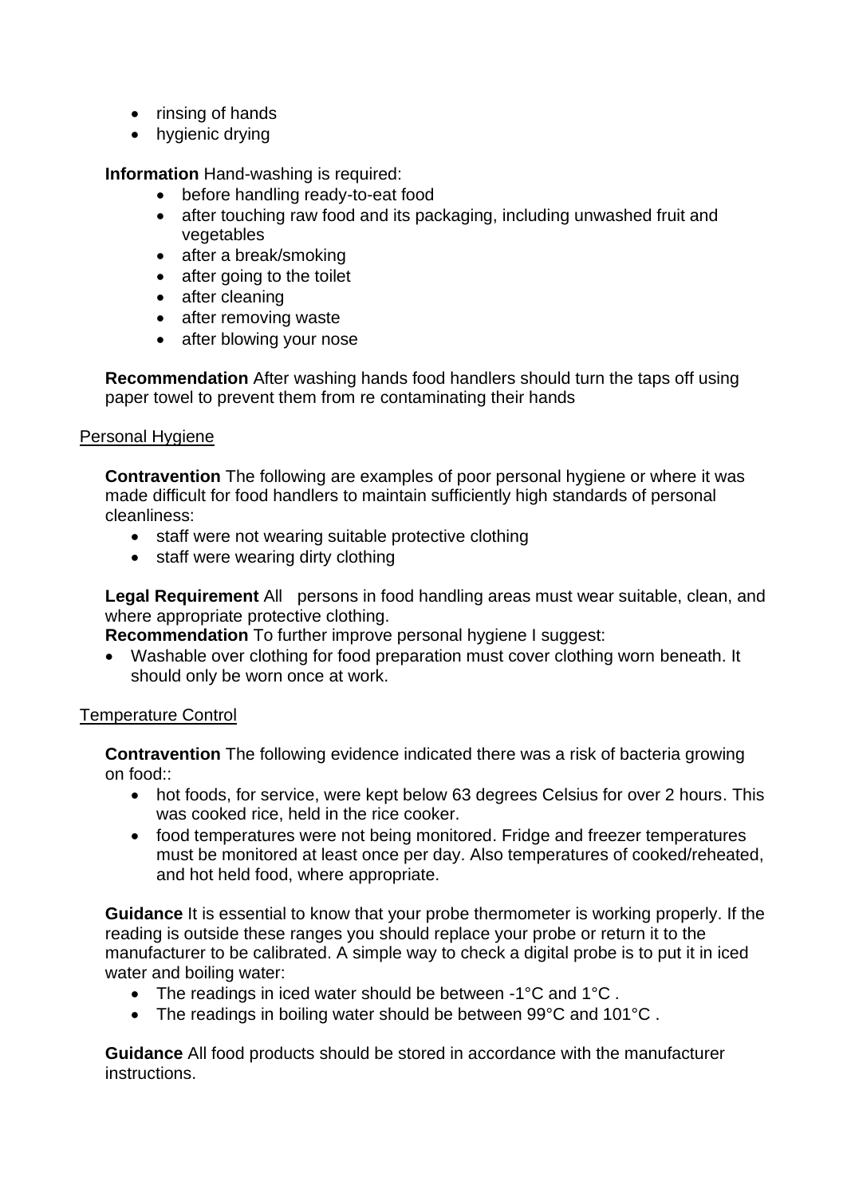- rinsing of hands
- hygienic drying

**Information** Hand-washing is required:

- before handling ready-to-eat food
- after touching raw food and its packaging, including unwashed fruit and vegetables
- after a break/smoking
- after going to the toilet
- after cleaning
- after removing waste
- after blowing your nose

**Recommendation** After washing hands food handlers should turn the taps off using paper towel to prevent them from re contaminating their hands

<u>Personal Hygiene</u>

**Contravention** The following are examples of poor personal hygiene or where it was made difficult for food handlers to maintain sufficiently high standards of personal cleanliness:

- staff were not wearing suitable protective clothing
- staff were wearing dirty clothing

**Legal Requirement** All persons in food handling areas must wear suitable, clean, and where appropriate protective clothing.

**Recommendation** To further improve personal hygiene I suggest:

- Washable over clothing for food preparation must cover clothing worn beneath. It should only be worn once at work.

<u>Temperature Control</u>

**Contravention** The following evidence indicated there was a risk of bacteria growing on food::

- hot foods, for service, were kept below 63 degrees Celsius for over 2 hours. This was cooked rice, held in the rice cooker.
- food temperatures were not being monitored. Fridge and freezer temperatures must be monitored at least once per day. Also temperatures of cooked/reheated, and hot held food, where appropriate.

**Guidance** It is essential to know that your probe thermometer is working properly. If the reading is outside these ranges you should replace your probe or return it to the manufacturer to be calibrated. A simple way to check a digital probe is to put it in iced water and boiling water:

- The readings in iced water should be between -1°C and 1°C .
- The readings in boiling water should be between 99°C and 101°C .

**Guidance** All food products should be stored in accordance with the manufacturer instructions.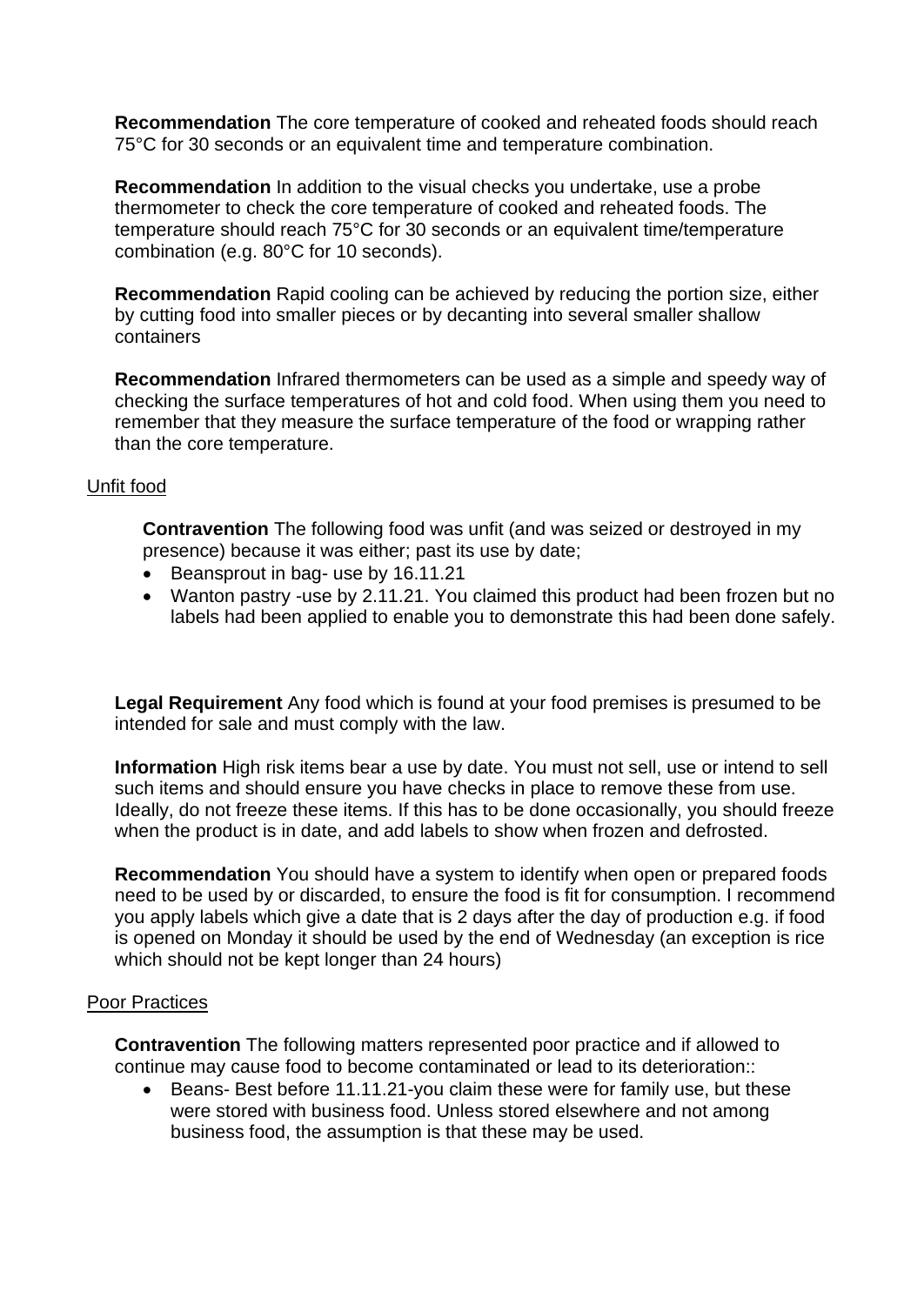**Recommendation** The core temperature of cooked and reheated foods should reach 75°C for 30 seconds or an equivalent time and temperature combination.

**Recommendation** In addition to the visual checks you undertake, use a probe thermometer to check the core temperature of cooked and reheated foods. The temperature should reach 75°C for 30 seconds or an equivalent time/temperature combination (e.g. 80°C for 10 seconds).

**Recommendation** Rapid cooling can be achieved by reducing the portion size, either by cutting food into smaller pieces or by decanting into several smaller shallow containers

**Recommendation** Infrared thermometers can be used as a simple and speedy way of checking the surface temperatures of hot and cold food. When using them you need to remember that they measure the surface temperature of the food or wrapping rather than the core temperature.

Unfit food

**Contravention** The following food was unfit (and was seized or destroyed in my presence) because it was either; past its use by date;

- Beansprout in bag- use by 16.11.21
- Wanton pastry -use by 2.11.21. You claimed this product had been frozen but no labels had been applied to enable you to demonstrate this had been done safely.

**Legal Requirement** Any food which is found at your food premises is presumed to be intended for sale and must comply with the law.

**Information** High risk items bear a use by date. You must not sell, use or intend to sell such items and should ensure you have checks in place to remove these from use. Ideally, do not freeze these items. If this has to be done occasionally, you should freeze when the product is in date, and add labels to show when frozen and defrosted.

**Recommendation** You should have a system to identify when open or prepared foods need to be used by or discarded, to ensure the food is fit for consumption. I recommend you apply labels which give a date that is 2 days after the day of production e.g. if food is opened on Monday it should be used by the end of Wednesday (an exception is rice which should not be kept longer than 24 hours)

Poor Practices

**Contravention** The following matters represented poor practice and if allowed to continue may cause food to become contaminated or lead to its deterioration::

- Beans- Best before 11.11.21-you claim these were for family use, but these were stored with business food. Unless stored elsewhere and not among business food, the assumption is that these may be used.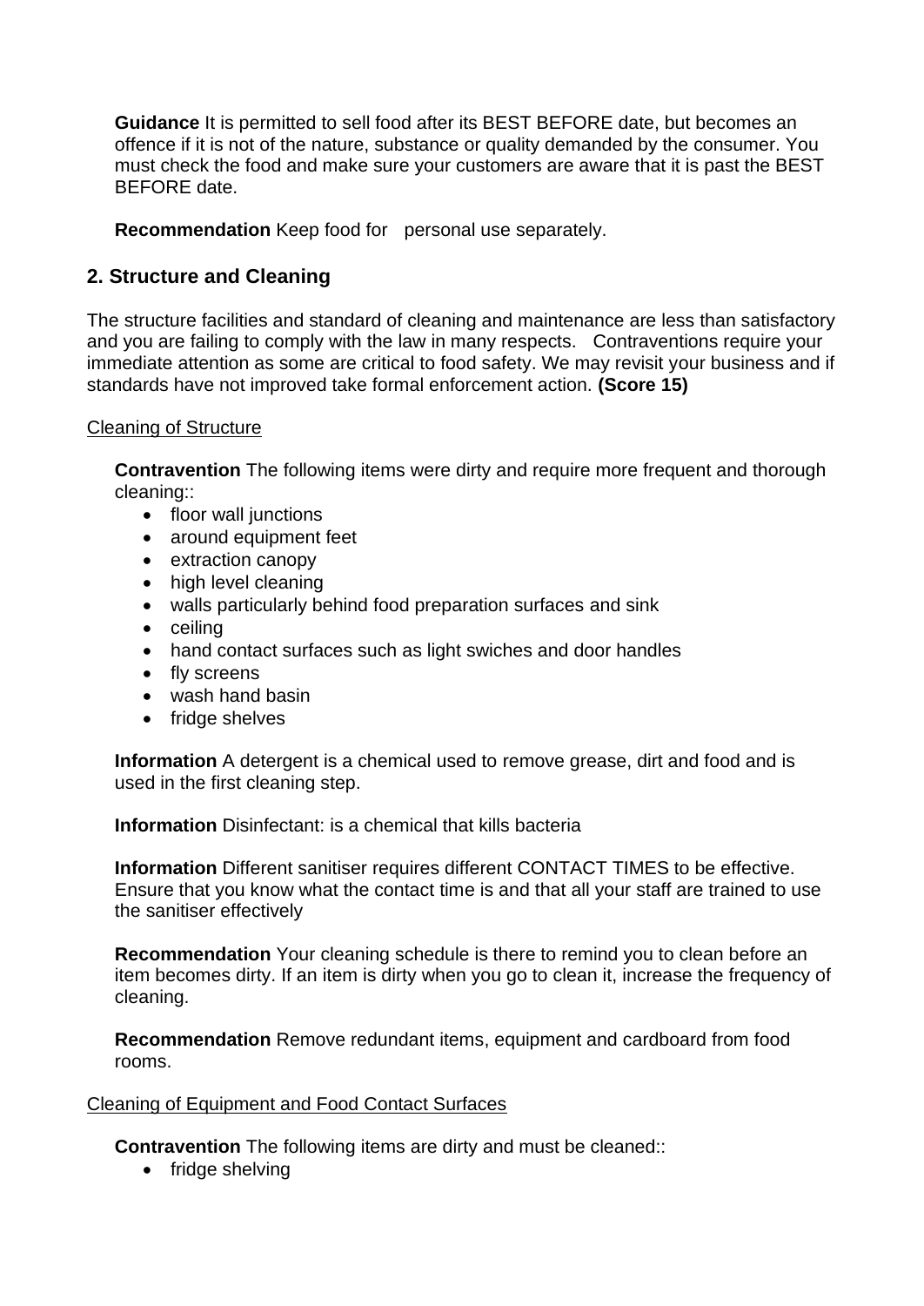**Guidance** It is permitted to sell food after its BEST BEFORE date, but becomes an offence if it is not of the nature, substance or quality demanded by the consumer. You must check the food and make sure your customers are aware that it is past the BEST BEFORE date.

**Recommendation** Keep food for personal use separately.

## 2. Structure and Cleaning

The structure facilities and standard of cleaning and maintenance are less than satisfactory and you are failing to comply with the law in many respects. Contraventions require your immediate attention as some are critical to food safety. We may revisit your business and if standards have not improved take formal enforcement action. **(Score 15)**

Cleaning of Structure

**Contravention** The following items were dirty and require more frequent and thorough cleaning::

- floor wall junctions
- around equipment feet
- extraction canopy
- high level cleaning
- walls particularly behind food preparation surfaces and sink
- ceiling
- hand contact surfaces such as light swiches and door handles
- fly screens
- wash hand basin
- fridge shelves

**Information** A detergent is a chemical used to remove grease, dirt and food and is used in the first cleaning step.

**Information** Disinfectant: is a chemical that kills bacteria

**Information** Different sanitiser requires different CONTACT TIMES to be effective. Ensure that you know what the contact time is and that all your staff are trained to use the sanitiser effectively

**Recommendation** Your cleaning schedule is there to remind you to clean before an item becomes dirty. If an item is dirty when you go to clean it, increase the frequency of cleaning.

**Recommendation** Remove redundant items, equipment and cardboard from food rooms.

Cleaning of Equipment and Food Contact Surfaces

**Contravention** The following items are dirty and must be cleaned::

- fridge shelving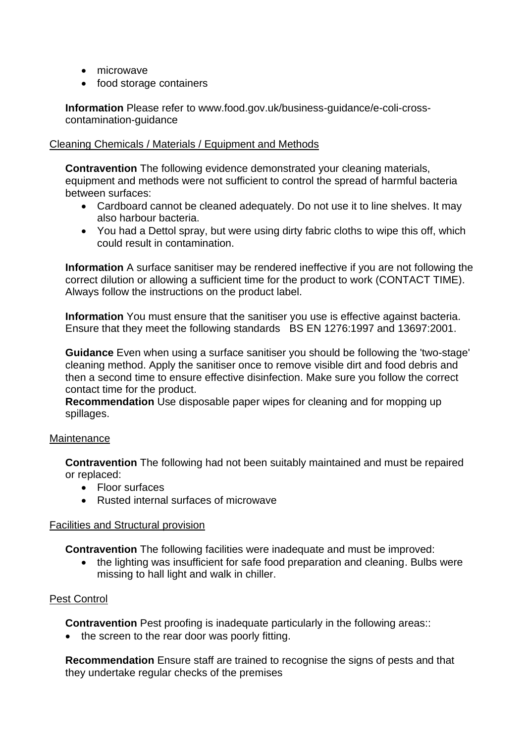- microwave
- food storage containers

**Information** Please refer to www.food.gov.uk/business-guidance/e-coli-cross-contamination-guidance

Cleaning Chemicals / Materials / Equipment and Methods

**Contravention** The following evidence demonstrated your cleaning materials, equipment and methods were not sufficient to control the spread of harmful bacteria between surfaces:

- Cardboard cannot be cleaned adequately. Do not use it to line shelves. It may also harbour bacteria.
- You had a Dettol spray, but were using dirty fabric cloths to wipe this off, which could result in contamination.

**Information** A surface sanitiser may be rendered ineffective if you are not following the correct dilution or allowing a sufficient time for the product to work (CONTACT TIME). Always follow the instructions on the product label.

**Information** You must ensure that the sanitiser you use is effective against bacteria. Ensure that they meet the following standards BS EN 1276:1997 and 13697:2001.

**Guidance** Even when using a surface sanitiser you should be following the 'two-stage' cleaning method. Apply the sanitiser once to remove visible dirt and food debris and then a second time to ensure effective disinfection. Make sure you follow the correct contact time for the product.

**Recommendation** Use disposable paper wipes for cleaning and for mopping up spillages.

Maintenance

**Contravention** The following had not been suitably maintained and must be repaired or replaced:

- Floor surfaces
- Rusted internal surfaces of microwave

Facilities and Structural provision

**Contravention** The following facilities were inadequate and must be improved:

- the lighting was insufficient for safe food preparation and cleaning. Bulbs were missing to hall light and walk in chiller.

Pest Control

**Contravention** Pest proofing is inadequate particularly in the following areas::

- the screen to the rear door was poorly fitting.

**Recommendation** Ensure staff are trained to recognise the signs of pests and that they undertake regular checks of the premises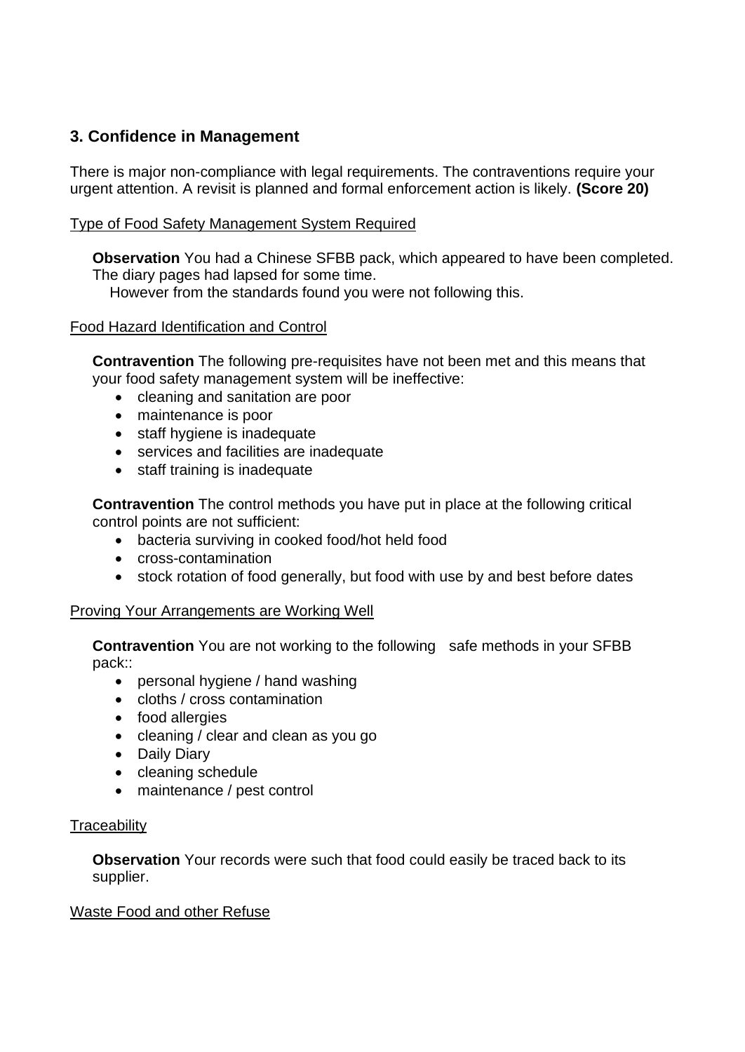## 3. Confidence in Management

There is major non-compliance with legal requirements. The contraventions require your urgent attention. A revisit is planned and formal enforcement action is likely. **(Score 20)**

Type of Food Safety Management System Required

**Observation** You had a Chinese SFBB pack, which appeared to have been completed. The diary pages had lapsed for some time.
However from the standards found you were not following this.

Food Hazard Identification and Control

**Contravention** The following pre-requisites have not been met and this means that your food safety management system will be ineffective:

- cleaning and sanitation are poor
- maintenance is poor
- staff hygiene is inadequate
- services and facilities are inadequate
- staff training is inadequate

**Contravention** The control methods you have put in place at the following critical control points are not sufficient:

- bacteria surviving in cooked food/hot held food
- cross-contamination
- stock rotation of food generally, but food with use by and best before dates

Proving Your Arrangements are Working Well

**Contravention** You are not working to the following safe methods in your SFBB pack::

- personal hygiene / hand washing
- cloths / cross contamination
- food allergies
- cleaning / clear and clean as you go
- Daily Diary
- cleaning schedule
- maintenance / pest control

Traceability

**Observation** Your records were such that food could easily be traced back to its supplier.

Waste Food and other Refuse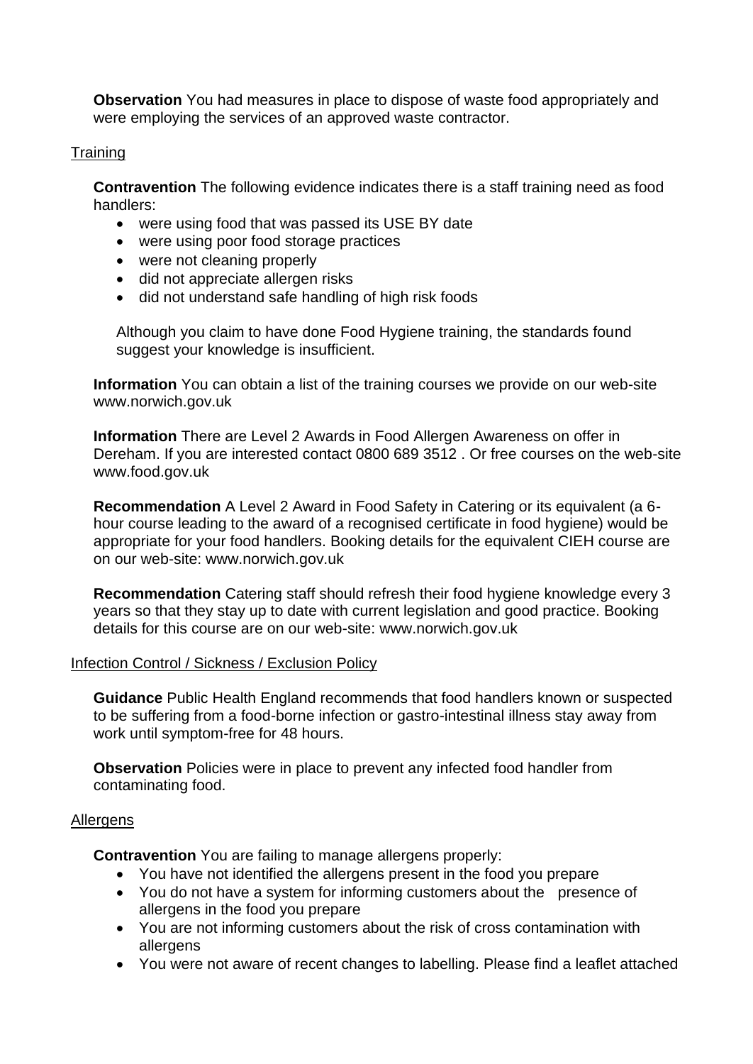**Observation** You had measures in place to dispose of waste food appropriately and were employing the services of an approved waste contractor.

## Training

**Contravention** The following evidence indicates there is a staff training need as food handlers:

- were using food that was passed its USE BY date
- were using poor food storage practices
- were not cleaning properly
- did not appreciate allergen risks
- did not understand safe handling of high risk foods

Although you claim to have done Food Hygiene training, the standards found suggest your knowledge is insufficient.

**Information** You can obtain a list of the training courses we provide on our web-site www.norwich.gov.uk

**Information** There are Level 2 Awards in Food Allergen Awareness on offer in Dereham. If you are interested contact 0800 689 3512 . Or free courses on the web-site www.food.gov.uk

**Recommendation** A Level 2 Award in Food Safety in Catering or its equivalent (a 6-hour course leading to the award of a recognised certificate in food hygiene) would be appropriate for your food handlers. Booking details for the equivalent CIEH course are on our web-site: www.norwich.gov.uk

**Recommendation** Catering staff should refresh their food hygiene knowledge every 3 years so that they stay up to date with current legislation and good practice. Booking details for this course are on our web-site: www.norwich.gov.uk

## Infection Control / Sickness / Exclusion Policy

**Guidance** Public Health England recommends that food handlers known or suspected to be suffering from a food-borne infection or gastro-intestinal illness stay away from work until symptom-free for 48 hours.

**Observation** Policies were in place to prevent any infected food handler from contaminating food.

## Allergens

**Contravention** You are failing to manage allergens properly:

- You have not identified the allergens present in the food you prepare
- You do not have a system for informing customers about the presence of allergens in the food you prepare
- You are not informing customers about the risk of cross contamination with allergens
- You were not aware of recent changes to labelling. Please find a leaflet attached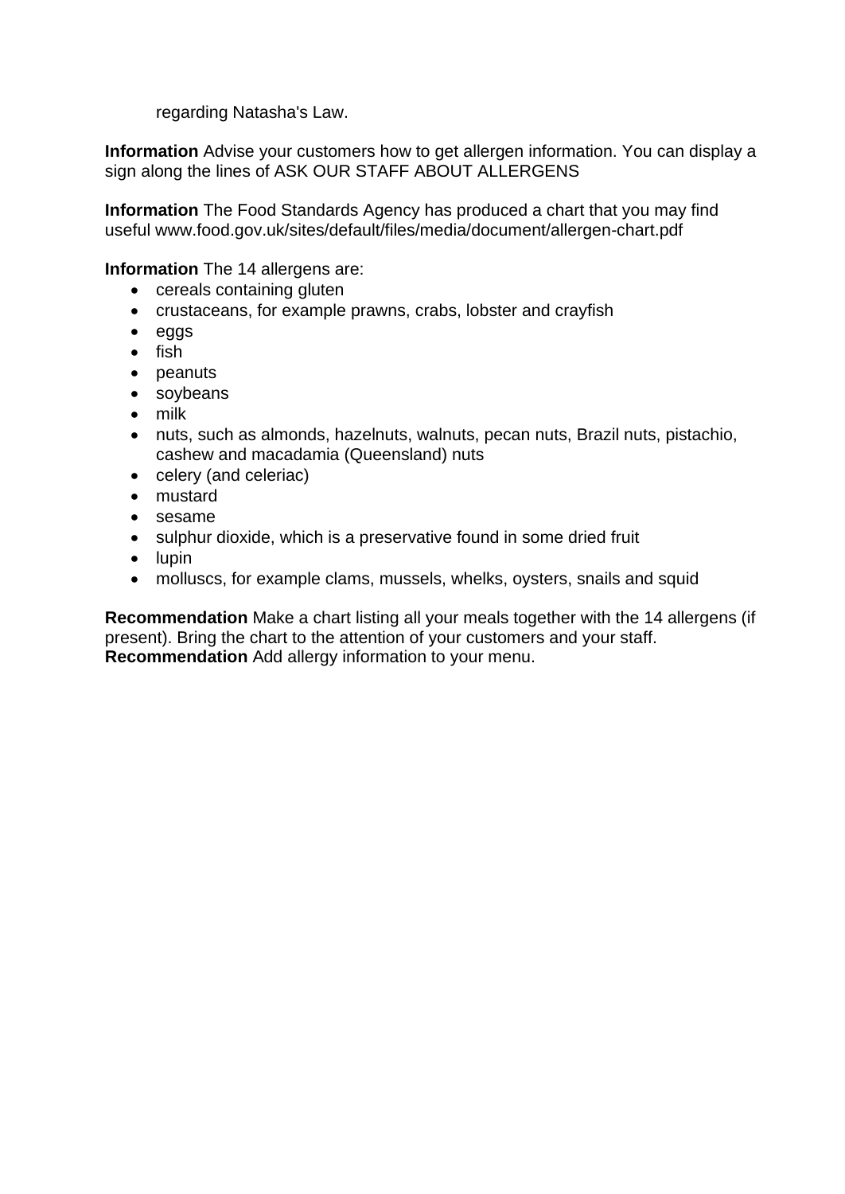regarding Natasha's Law.

**Information** Advise your customers how to get allergen information. You can display a sign along the lines of ASK OUR STAFF ABOUT ALLERGENS

**Information** The Food Standards Agency has produced a chart that you may find useful www.food.gov.uk/sites/default/files/media/document/allergen-chart.pdf

**Information** The 14 allergens are:

- cereals containing gluten
- crustaceans, for example prawns, crabs, lobster and crayfish
- eggs
- fish
- peanuts
- soybeans
- milk
- nuts, such as almonds, hazelnuts, walnuts, pecan nuts, Brazil nuts, pistachio, cashew and macadamia (Queensland) nuts
- celery (and celeriac)
- mustard
- sesame
- sulphur dioxide, which is a preservative found in some dried fruit
- lupin
- molluscs, for example clams, mussels, whelks, oysters, snails and squid

**Recommendation** Make a chart listing all your meals together with the 14 allergens (if present). Bring the chart to the attention of your customers and your staff.
**Recommendation** Add allergy information to your menu.